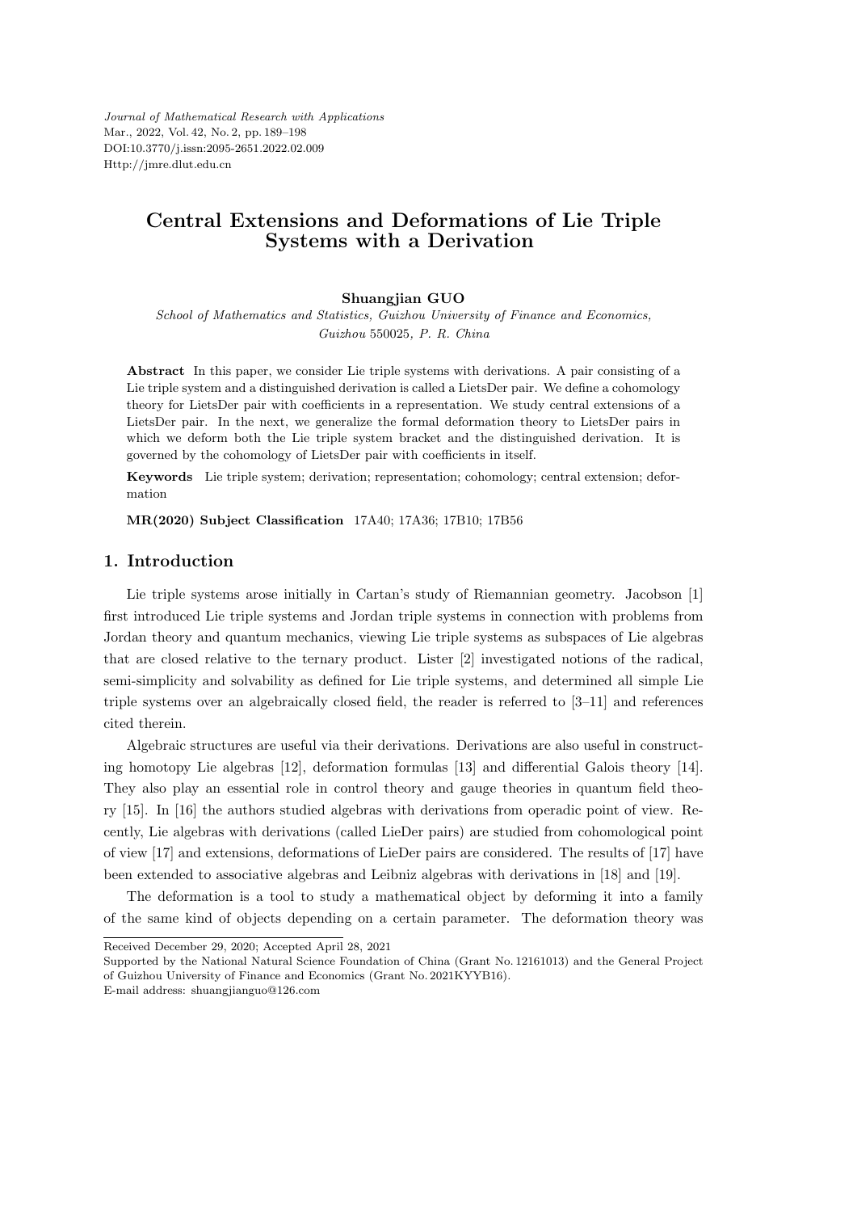# Central Extensions and Deformations of Lie Triple Systems with a Derivation

**Shuangjian GUO**

*School of Mathematics and Statistics, Guizhou University of Finance and Economics, Guizhou* 550025*, P. R. China*

**Abstract** In this paper, we consider Lie triple systems with derivations. A pair consisting of a Lie triple system and a distinguished derivation is called a LietsDer pair. We define a cohomology theory for LietsDer pair with coefficients in a representation. We study central extensions of a LietsDer pair. In the next, we generalize the formal deformation theory to LietsDer pairs in which we deform both the Lie triple system bracket and the distinguished derivation. It is governed by the cohomology of LietsDer pair with coefficients in itself.

**Keywords** Lie triple system; derivation; representation; cohomology; central extension; deformation

**MR(2020) Subject Classification** 17A40; 17A36; 17B10; 17B56

## 1. Introduction

Lie triple systems arose initially in Cartan's study of Riemannian geometry. Jacobson [1] first introduced Lie triple systems and Jordan triple systems in connection with problems from Jordan theory and quantum mechanics, viewing Lie triple systems as subspaces of Lie algebras that are closed relative to the ternary product. Lister [2] investigated notions of the radical, semi-simplicity and solvability as defined for Lie triple systems, and determined all simple Lie triple systems over an algebraically closed field, the reader is referred to [3–11] and references cited therein.

Algebraic structures are useful via their derivations. Derivations are also useful in constructing homotopy Lie algebras [12], deformation formulas [13] and differential Galois theory [14]. They also play an essential role in control theory and gauge theories in quantum field theory [15]. In [16] the authors studied algebras with derivations from operadic point of view. Recently, Lie algebras with derivations (called LieDer pairs) are studied from cohomological point of view [17] and extensions, deformations of LieDer pairs are considered. The results of [17] have been extended to associative algebras and Leibniz algebras with derivations in [18] and [19].

The deformation is a tool to study a mathematical object by deforming it into a family of the same kind of objects depending on a certain parameter. The deformation theory was

---

Received December 29, 2020; Accepted April 28, 2021

Supported by the National Natural Science Foundation of China (Grant No. 12161013) and the General Project of Guizhou University of Finance and Economics (Grant No. 2021KYYB16).

E-mail address: shuangjianguo@126.com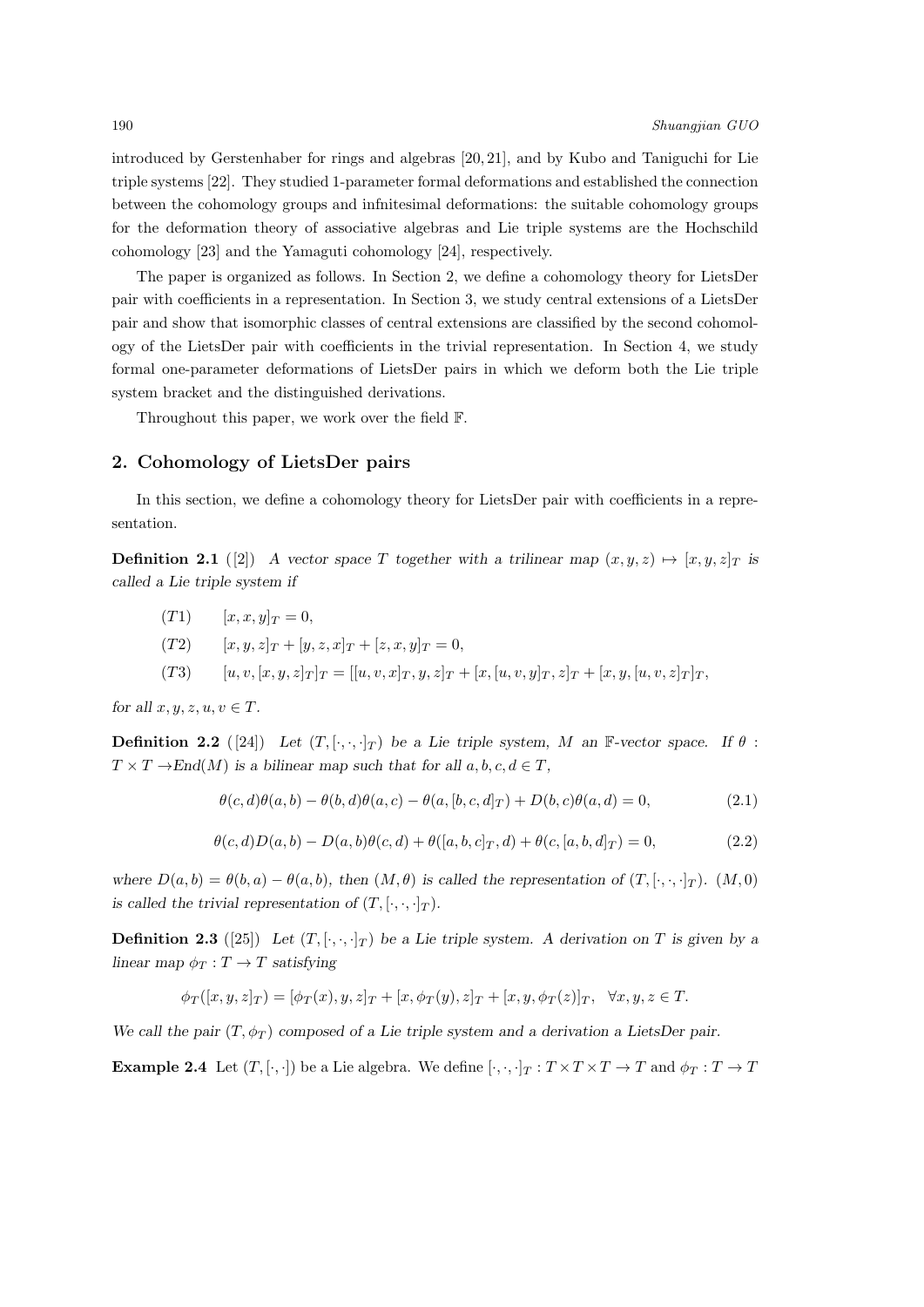introduced by Gerstenhaber for rings and algebras [20, 21], and by Kubo and Taniguchi for Lie triple systems [22]. They studied 1-parameter formal deformations and established the connection between the cohomology groups and infnitesimal deformations: the suitable cohomology groups for the deformation theory of associative algebras and Lie triple systems are the Hochschild cohomology [23] and the Yamaguti cohomology [24], respectively.

The paper is organized as follows. In Section 2, we define a cohomology theory for LietsDer pair with coefficients in a representation. In Section 3, we study central extensions of a LietsDer pair and show that isomorphic classes of central extensions are classified by the second cohomology of the LietsDer pair with coefficients in the trivial representation. In Section 4, we study formal one-parameter deformations of LietsDer pairs in which we deform both the Lie triple system bracket and the distinguished derivations.

Throughout this paper, we work over the field $\mathbb{F}$.

## 2. Cohomology of LietsDer pairs

In this section, we define a cohomology theory for LietsDer pair with coefficients in a representation.

**Definition 2.1** ([2]) *A vector space $T$ together with a trilinear map $(x, y, z) \mapsto [x, y, z]_T$ is called a Lie triple system if*

$$(T1) \qquad [x, x, y]_T = 0,$$

$$(T2) \qquad [x, y, z]_T + [y, z, x]_T + [z, x, y]_T = 0,$$

$$(T3) \qquad [u, v, [x, y, z]_T]_T = [[u, v, x]_T, y, z]_T + [x, [u, v, y]_T, z]_T + [x, y, [u, v, z]_T]_T,$$

*for all $x, y, z, u, v \in T$.*

**Definition 2.2** ([24]) *Let $(T, [\cdot,\cdot,\cdot]_T)$ be a Lie triple system, $M$ an $\mathbb{F}$-vector space. If $\theta : T \times T \to End(M)$ is a bilinear map such that for all $a, b, c, d \in T$,*

$$\theta(c, d)\theta(a, b) - \theta(b, d)\theta(a, c) - \theta(a, [b, c, d]_T) + D(b, c)\theta(a, d) = 0, \tag{2.1}$$

$$\theta(c, d)D(a, b) - D(a, b)\theta(c, d) + \theta([a, b, c]_T, d) + \theta(c, [a, b, d]_T) = 0, \tag{2.2}$$

*where $D(a, b) = \theta(b, a) - \theta(a, b)$, then $(M, \theta)$ is called the representation of $(T, [\cdot,\cdot,\cdot]_T)$. $(M, 0)$ is called the trivial representation of $(T, [\cdot,\cdot,\cdot]_T)$.*

**Definition 2.3** ([25]) *Let $(T, [\cdot,\cdot,\cdot]_T)$ be a Lie triple system. A derivation on $T$ is given by a linear map $\phi_T : T \to T$ satisfying*

$$\phi_T([x, y, z]_T) = [\phi_T(x), y, z]_T + [x, \phi_T(y), z]_T + [x, y, \phi_T(z)]_T, \quad \forall x, y, z \in T.$$

*We call the pair $(T, \phi_T)$ composed of a Lie triple system and a derivation a LietsDer pair.*

**Example 2.4** Let $(T, [\cdot,\cdot])$ be a Lie algebra. We define $[\cdot,\cdot,\cdot]_T : T \times T \times T \to T$ and $\phi_T : T \to T$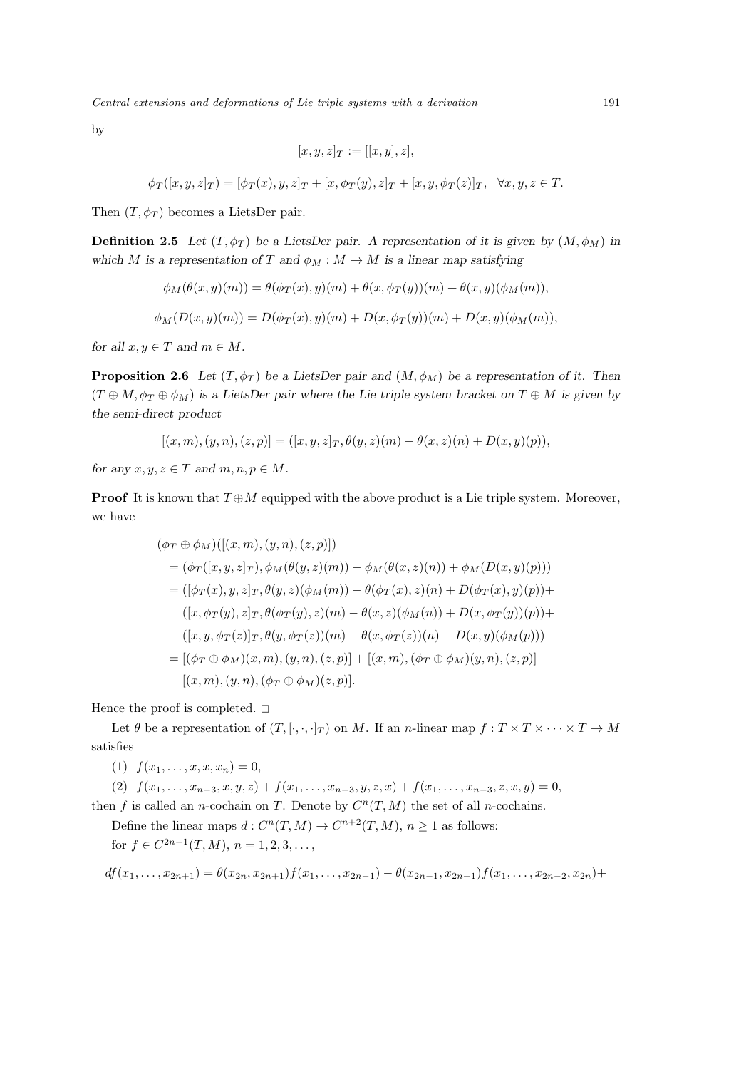by

$$[x, y, z]_T := [[x, y], z],$$

$$\phi_T([x, y, z]_T) = [\phi_T(x), y, z]_T + [x, \phi_T(y), z]_T + [x, y, \phi_T(z)]_T, \quad \forall x, y, z \in T.$$

Then $(T, \phi_T)$ becomes a LietsDer pair.

**Definition 2.5** *Let $(T, \phi_T)$ be a LietsDer pair. A representation of it is given by $(M, \phi_M)$ in which $M$ is a representation of $T$ and $\phi_M : M \to M$ is a linear map satisfying*

$$\phi_M(\theta(x, y)(m)) = \theta(\phi_T(x), y)(m) + \theta(x, \phi_T(y))(m) + \theta(x, y)(\phi_M(m)),$$

$$\phi_M(D(x, y)(m)) = D(\phi_T(x), y)(m) + D(x, \phi_T(y))(m) + D(x, y)(\phi_M(m)),$$

*for all $x, y \in T$ and $m \in M$.*

**Proposition 2.6** *Let $(T, \phi_T)$ be a LietsDer pair and $(M, \phi_M)$ be a representation of it. Then $(T \oplus M, \phi_T \oplus \phi_M)$ is a LietsDer pair where the Lie triple system bracket on $T \oplus M$ is given by the semi-direct product*

$$[(x, m), (y, n), (z, p)] = ([x, y, z]_T, \theta(y, z)(m) - \theta(x, z)(n) + D(x, y)(p)),$$

*for any $x, y, z \in T$ and $m, n, p \in M$.*

**Proof** It is known that $T \oplus M$ equipped with the above product is a Lie triple system. Moreover, we have

$$\begin{aligned}
&(\phi_T \oplus \phi_M)([(x, m), (y, n), (z, p)]) \\
&= (\phi_T([x, y, z]_T), \phi_M(\theta(y, z)(m)) - \phi_M(\theta(x, z)(n)) + \phi_M(D(x, y)(p))) \\
&= ([\phi_T(x), y, z]_T, \theta(y, z)(\phi_M(m)) - \theta(\phi_T(x), z)(n) + D(\phi_T(x), y)(p)) + \\
&\quad ([x, \phi_T(y), z]_T, \theta(\phi_T(y), z)(m) - \theta(x, z)(\phi_M(n)) + D(x, \phi_T(y))(p)) + \\
&\quad ([x, y, \phi_T(z)]_T, \theta(y, \phi_T(z))(m) - \theta(x, \phi_T(z))(n) + D(x, y)(\phi_M(p))) \\
&= [(\phi_T \oplus \phi_M)(x, m), (y, n), (z, p)] + [(x, m), (\phi_T \oplus \phi_M)(y, n), (z, p)] + \\
&\quad [(x, m), (y, n), (\phi_T \oplus \phi_M)(z, p)].
\end{aligned}$$

Hence the proof is completed. □

Let $\theta$ be a representation of $(T, [\cdot, \cdot, \cdot]_T)$ on $M$. If an $n$-linear map $f : T \times T \times \cdots \times T \to M$ satisfies

(1) $f(x_1, \ldots, x, x, x_n) = 0$,

(2) $f(x_1, \ldots, x_{n-3}, x, y, z) + f(x_1, \ldots, x_{n-3}, y, z, x) + f(x_1, \ldots, x_{n-3}, z, x, y) = 0$,

then $f$ is called an $n$-cochain on $T$. Denote by $C^n(T, M)$ the set of all $n$-cochains.

Define the linear maps $d : C^n(T, M) \to C^{n+2}(T, M)$, $n \geq 1$ as follows:

for $f \in C^{2n-1}(T, M)$, $n = 1, 2, 3, \ldots$,

$$df(x_1, \ldots, x_{2n+1}) = \theta(x_{2n}, x_{2n+1})f(x_1, \ldots, x_{2n-1}) - \theta(x_{2n-1}, x_{2n+1})f(x_1, \ldots, x_{2n-2}, x_{2n}) +$$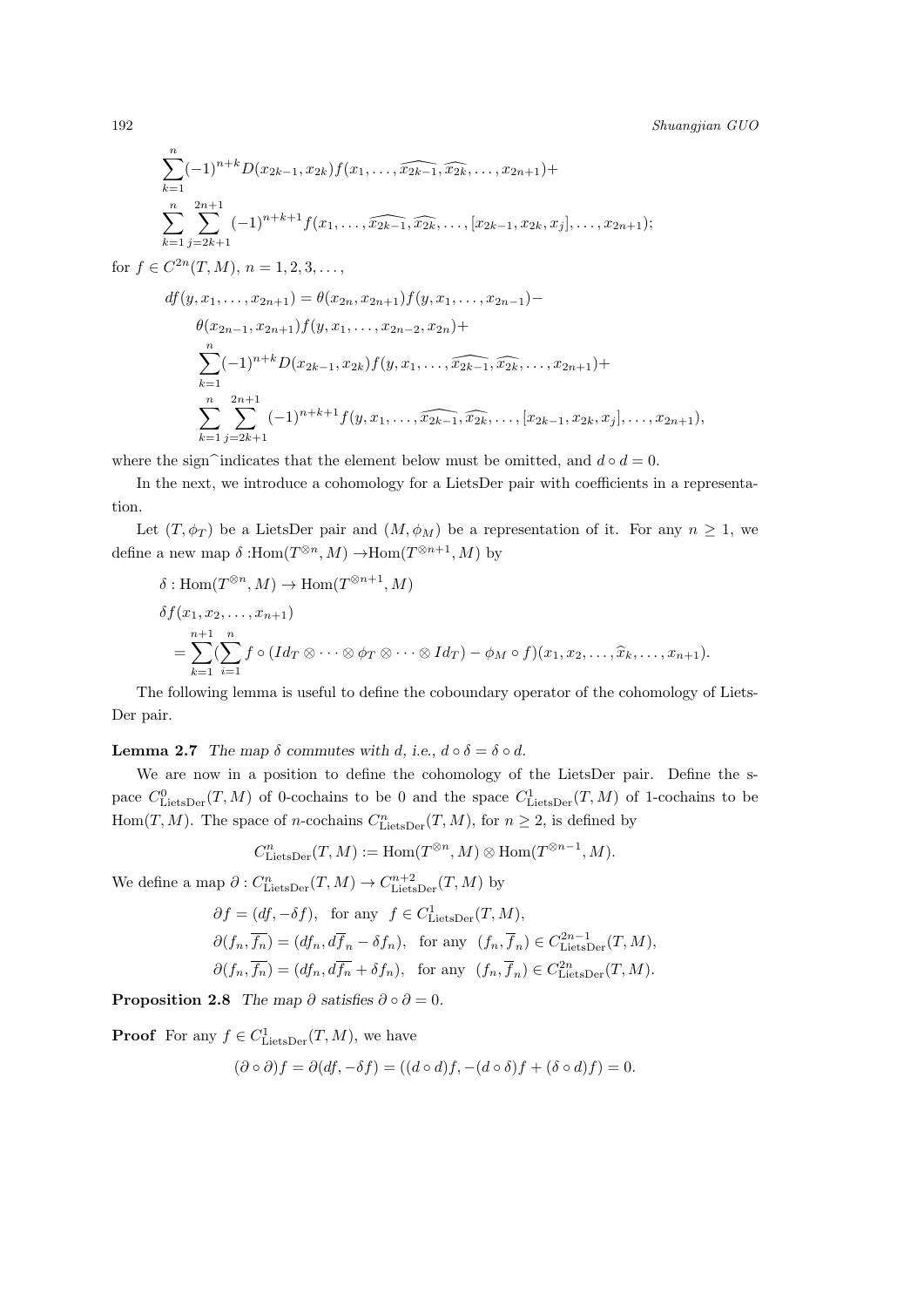$$\sum_{k=1}^{n}(-1)^{n+k}D(x_{2k-1},x_{2k})f(x_1,\ldots,\widehat{x_{2k-1}},\widehat{x_{2k}},\ldots,x_{2n+1})+$$

$$\sum_{k=1}^{n}\sum_{j=2k+1}^{2n+1}(-1)^{n+k+1}f(x_1,\ldots,\widehat{x_{2k-1}},\widehat{x_{2k}},\ldots,[x_{2k-1},x_{2k},x_j],\ldots,x_{2n+1});$$

for $f\in C^{2n}(T,M)$, $n=1,2,3,\ldots,$

$$
\begin{aligned}
df(y,x_1,\ldots,x_{2n+1}) &= \theta(x_{2n},x_{2n+1})f(y,x_1,\ldots,x_{2n-1})-\\
&\quad \theta(x_{2n-1},x_{2n+1})f(y,x_1,\ldots,x_{2n-2},x_{2n})+\\
&\quad \sum_{k=1}^{n}(-1)^{n+k}D(x_{2k-1},x_{2k})f(y,x_1,\ldots,\widehat{x_{2k-1}},\widehat{x_{2k}},\ldots,x_{2n+1})+\\
&\quad \sum_{k=1}^{n}\sum_{j=2k+1}^{2n+1}(-1)^{n+k+1}f(y,x_1,\ldots,\widehat{x_{2k-1}},\widehat{x_{2k}},\ldots,[x_{2k-1},x_{2k},x_j],\ldots,x_{2n+1}),
\end{aligned}
$$

where the sign $\widehat{}$ indicates that the element below must be omitted, and $d\circ d=0$.

In the next, we introduce a cohomology for a LietsDer pair with coefficients in a representation.

Let $(T,\phi_T)$ be a LietsDer pair and $(M,\phi_M)$ be a representation of it. For any $n\geq 1$, we define a new map $\delta$ :Hom$(T^{\otimes n},M)\to$Hom$(T^{\otimes n+1},M)$ by

$$
\begin{aligned}
&\delta:\mathrm{Hom}(T^{\otimes n},M)\to \mathrm{Hom}(T^{\otimes n+1},M)\\
&\delta f(x_1,x_2,\ldots,x_{n+1})\\
&\quad =\sum_{k=1}^{n+1}\Big(\sum_{i=1}^{n} f\circ(Id_T\otimes\cdots\otimes\phi_T\otimes\cdots\otimes Id_T)-\phi_M\circ f\Big)(x_1,x_2,\ldots,\widehat{x}_k,\ldots,x_{n+1}).
\end{aligned}
$$

The following lemma is useful to define the coboundary operator of the cohomology of LietsDer pair.

**Lemma 2.7** *The map $\delta$ commutes with $d$, i.e., $d\circ\delta=\delta\circ d$.*

We are now in a position to define the cohomology of the LietsDer pair. Define the space $C^0_{\mathrm{LietsDer}}(T,M)$ of 0-cochains to be 0 and the space $C^1_{\mathrm{LietsDer}}(T,M)$ of 1-cochains to be $\mathrm{Hom}(T,M)$. The space of $n$-cochains $C^n_{\mathrm{LietsDer}}(T,M)$, for $n\geq 2$, is defined by

$$C^n_{\mathrm{LietsDer}}(T,M):=\mathrm{Hom}(T^{\otimes n},M)\otimes\mathrm{Hom}(T^{\otimes n-1},M).$$

We define a map $\partial: C^n_{\mathrm{LietsDer}}(T,M)\to C^{n+2}_{\mathrm{LietsDer}}(T,M)$ by

$$
\begin{aligned}
&\partial f=(df,-\delta f),\quad \text{for any}\ \ f\in C^1_{\mathrm{LietsDer}}(T,M),\\
&\partial(f_n,\overline{f_n})=(df_n,d\overline{f}_n-\delta f_n),\quad \text{for any}\ \ (f_n,\overline{f}_n)\in C^{2n-1}_{\mathrm{LietsDer}}(T,M),\\
&\partial(f_n,\overline{f_n})=(df_n,d\overline{f_n}+\delta f_n),\quad \text{for any}\ \ (f_n,\overline{f}_n)\in C^{2n}_{\mathrm{LietsDer}}(T,M).
\end{aligned}
$$

**Proposition 2.8** *The map $\partial$ satisfies $\partial\circ\partial=0$.*

**Proof** For any $f\in C^1_{\mathrm{LietsDer}}(T,M)$, we have

$$(\partial\circ\partial)f=\partial(df,-\delta f)=((d\circ d)f,-(d\circ\delta)f+(\delta\circ d)f)=0.$$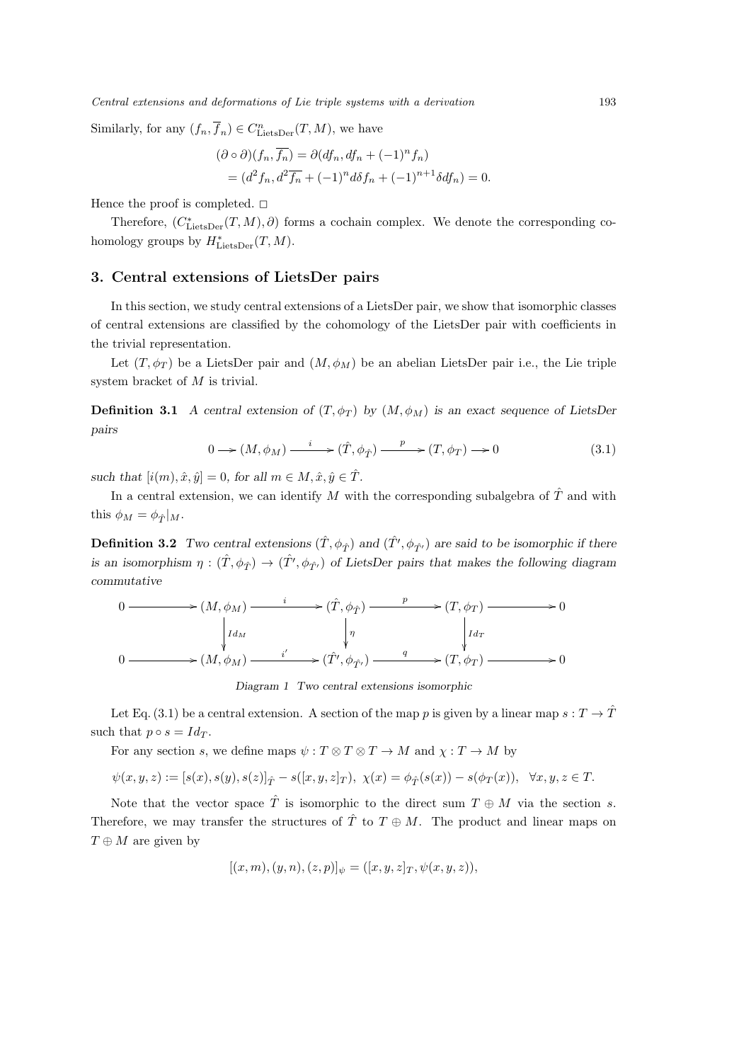Similarly, for any $(f_n, \overline{f}_n) \in C^n_{\mathrm{LietsDer}}(T, M)$, we have

$$
\begin{aligned}
(\partial \circ \partial)(f_n, \overline{f_n}) &= \partial(df_n, df_n + (-1)^n f_n) \\
&= (d^2 f_n, d^2 \overline{f_n} + (-1)^n d\delta f_n + (-1)^{n+1} \delta d f_n) = 0.
\end{aligned}
$$

Hence the proof is completed. □

Therefore, $(C^*_{\mathrm{LietsDer}}(T, M), \partial)$ forms a cochain complex. We denote the corresponding cohomology groups by $H^*_{\mathrm{LietsDer}}(T, M)$.

## 3. Central extensions of LietsDer pairs

In this section, we study central extensions of a LietsDer pair, we show that isomorphic classes of central extensions are classified by the cohomology of the LietsDer pair with coefficients in the trivial representation.

Let $(T, \phi_T)$ be a LietsDer pair and $(M, \phi_M)$ be an abelian LietsDer pair i.e., the Lie triple system bracket of $M$ is trivial.

**Definition 3.1** *A central extension of $(T, \phi_T)$ by $(M, \phi_M)$ is an exact sequence of LietsDer pairs*

$$
0 \longrightarrow (M, \phi_M) \xrightarrow{\quad i \quad} (\hat{T}, \phi_{\hat{T}}) \xrightarrow{\quad p \quad} (T, \phi_T) \longrightarrow 0 \tag{3.1}
$$

*such that $[i(m), \hat{x}, \hat{y}] = 0$, for all $m \in M, \hat{x}, \hat{y} \in \hat{T}$.*

In a central extension, we can identify $M$ with the corresponding subalgebra of $\hat{T}$ and with this $\phi_M = \phi_{\hat{T}}|_M$.

**Definition 3.2** *Two central extensions $(\hat{T}, \phi_{\hat{T}})$ and $(\hat{T}', \phi_{\hat{T}'})$ are said to be isomorphic if there is an isomorphism $\eta : (\hat{T}, \phi_{\hat{T}}) \to (\hat{T}', \phi_{\hat{T}'})$ of LietsDer pairs that makes the following diagram commutative*

$$
\begin{array}{ccccccccc}
0 & \longrightarrow & (M, \phi_M) & \xrightarrow{\quad i \quad} & (\hat{T}, \phi_{\hat{T}}) & \xrightarrow{\quad p \quad} & (T, \phi_T) & \longrightarrow & 0 \\
 & & \downarrow{\scriptstyle Id_M} & & \downarrow{\scriptstyle \eta} & & \downarrow{\scriptstyle Id_T} & & \\
0 & \longrightarrow & (M, \phi_M) & \xrightarrow{\quad i' \quad} & (\hat{T}', \phi_{\hat{T}'}) & \xrightarrow{\quad q \quad} & (T, \phi_T) & \longrightarrow & 0
\end{array}
$$

*Diagram 1 Two central extensions isomorphic*

Let Eq. (3.1) be a central extension. A section of the map $p$ is given by a linear map $s : T \to \hat{T}$ such that $p \circ s = Id_T$.

For any section $s$, we define maps $\psi : T \otimes T \otimes T \to M$ and $\chi : T \to M$ by

$$
\psi(x, y, z) := [s(x), s(y), s(z)]_{\hat{T}} - s([x, y, z]_T), \ \chi(x) = \phi_{\hat{T}}(s(x)) - s(\phi_T(x)), \quad \forall x, y, z \in T.
$$

Note that the vector space $\hat{T}$ is isomorphic to the direct sum $T \oplus M$ via the section $s$. Therefore, we may transfer the structures of $\hat{T}$ to $T \oplus M$. The product and linear maps on $T \oplus M$ are given by

$$
[(x, m), (y, n), (z, p)]_\psi = ([x, y, z]_T, \psi(x, y, z)),
$$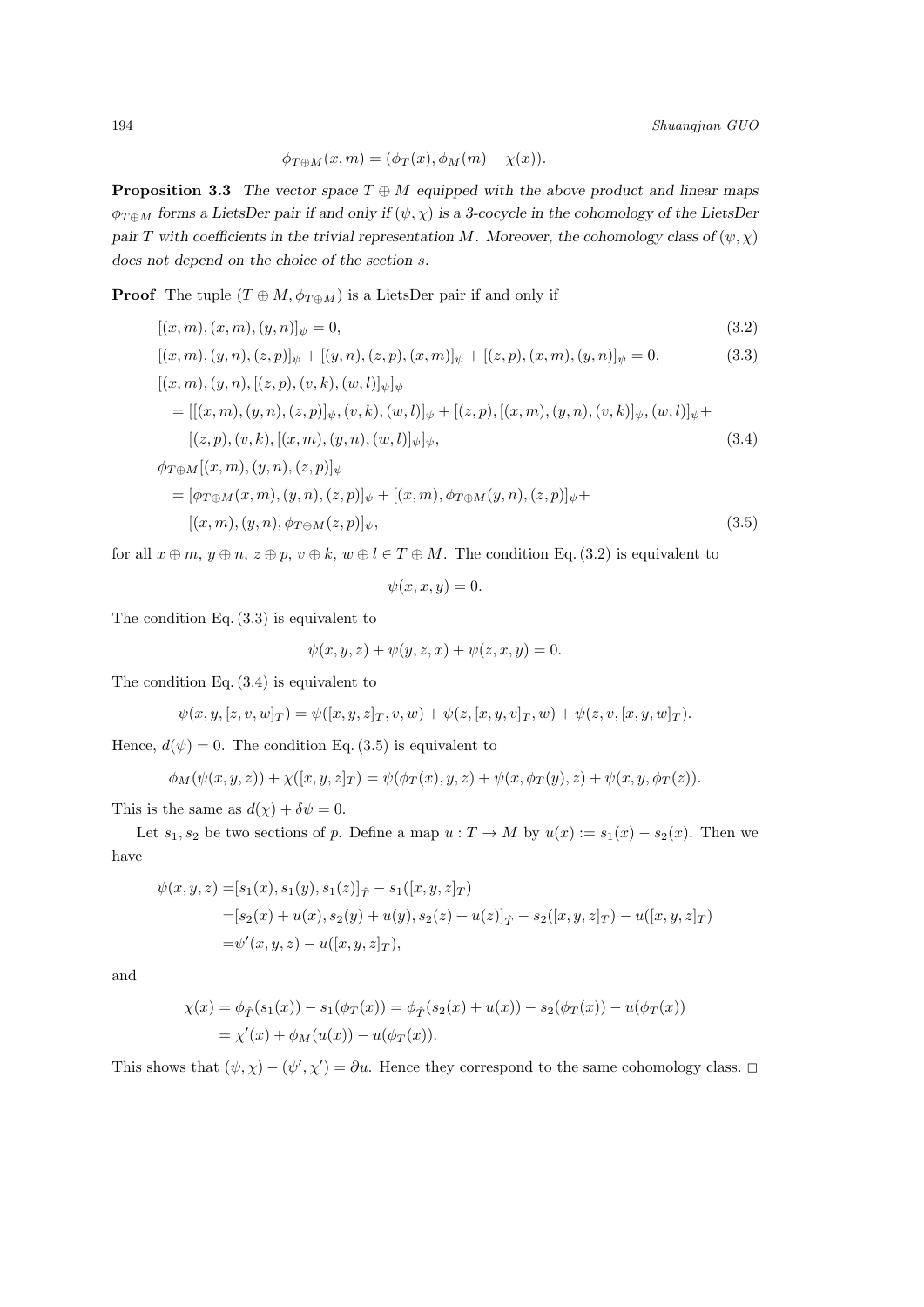$$\phi_{T\oplus M}(x,m) = (\phi_T(x), \phi_M(m) + \chi(x)).$$

**Proposition 3.3** *The vector space $T \oplus M$ equipped with the above product and linear maps $\phi_{T\oplus M}$ forms a LietsDer pair if and only if $(\psi, \chi)$ is a 3-cocycle in the cohomology of the LietsDer pair $T$ with coefficients in the trivial representation $M$. Moreover, the cohomology class of $(\psi, \chi)$ does not depend on the choice of the section $s$.*

**Proof** The tuple $(T \oplus M, \phi_{T\oplus M})$ is a LietsDer pair if and only if

$$[(x,m),(x,m),(y,n)]_\psi = 0, \tag{3.2}$$

$$[(x,m),(y,n),(z,p)]_\psi + [(y,n),(z,p),(x,m)]_\psi + [(z,p),(x,m),(y,n)]_\psi = 0, \tag{3.3}$$

$$\begin{aligned}
&[(x,m),(y,n),[(z,p),(v,k),(w,l)]_\psi]_\psi \\
&\quad = [[(x,m),(y,n),(z,p)]_\psi,(v,k),(w,l)]_\psi + [(z,p),[(x,m),(y,n),(v,k)]_\psi,(w,l)]_\psi + \\
&\qquad [(z,p),(v,k),[(x,m),(y,n),(w,l)]_\psi]_\psi,
\end{aligned} \tag{3.4}$$

$$\begin{aligned}
&\phi_{T\oplus M}[(x,m),(y,n),(z,p)]_\psi \\
&\quad = [\phi_{T\oplus M}(x,m),(y,n),(z,p)]_\psi + [(x,m),\phi_{T\oplus M}(y,n),(z,p)]_\psi + \\
&\qquad [(x,m),(y,n),\phi_{T\oplus M}(z,p)]_\psi,
\end{aligned} \tag{3.5}$$

for all $x\oplus m,\ y\oplus n,\ z\oplus p,\ v\oplus k,\ w\oplus l \in T\oplus M$. The condition Eq. (3.2) is equivalent to

$$\psi(x,x,y) = 0.$$

The condition Eq. (3.3) is equivalent to

$$\psi(x,y,z) + \psi(y,z,x) + \psi(z,x,y) = 0.$$

The condition Eq. (3.4) is equivalent to

$$\psi(x,y,[z,v,w]_T) = \psi([x,y,z]_T,v,w) + \psi(z,[x,y,v]_T,w) + \psi(z,v,[x,y,w]_T).$$

Hence, $d(\psi) = 0$. The condition Eq. (3.5) is equivalent to

$$\phi_M(\psi(x,y,z)) + \chi([x,y,z]_T) = \psi(\phi_T(x),y,z) + \psi(x,\phi_T(y),z) + \psi(x,y,\phi_T(z)).$$

This is the same as $d(\chi) + \delta\psi = 0$.

Let $s_1, s_2$ be two sections of $p$. Define a map $u : T \to M$ by $u(x) := s_1(x) - s_2(x)$. Then we have

$$\begin{aligned}
\psi(x,y,z) &= [s_1(x),s_1(y),s_1(z)]_{\hat{T}} - s_1([x,y,z]_T) \\
&= [s_2(x)+u(x),s_2(y)+u(y),s_2(z)+u(z)]_{\hat{T}} - s_2([x,y,z]_T) - u([x,y,z]_T) \\
&= \psi'(x,y,z) - u([x,y,z]_T),
\end{aligned}$$

and

$$\begin{aligned}
\chi(x) &= \phi_{\hat{T}}(s_1(x)) - s_1(\phi_T(x)) = \phi_{\hat{T}}(s_2(x)+u(x)) - s_2(\phi_T(x)) - u(\phi_T(x)) \\
&= \chi'(x) + \phi_M(u(x)) - u(\phi_T(x)).
\end{aligned}$$

This shows that $(\psi,\chi) - (\psi',\chi') = \partial u$. Hence they correspond to the same cohomology class. □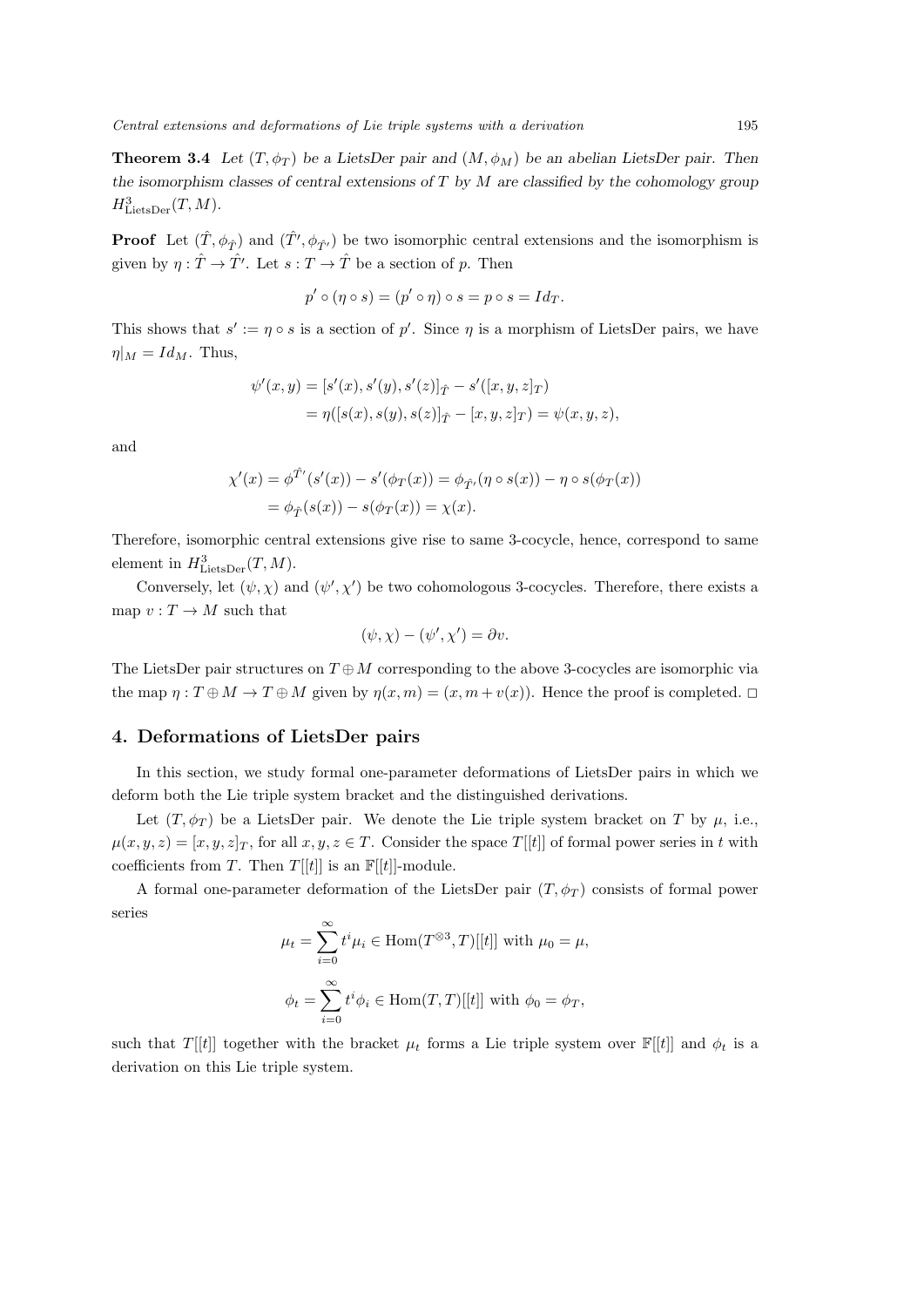**Theorem 3.4** *Let $(T, \phi_T)$ be a LietsDer pair and $(M, \phi_M)$ be an abelian LietsDer pair. Then the isomorphism classes of central extensions of $T$ by $M$ are classified by the cohomology group $H^3_{\text{LietsDer}}(T, M)$.*

**Proof** Let $(\hat{T}, \phi_{\hat{T}})$ and $(\hat{T}', \phi_{\hat{T}'})$ be two isomorphic central extensions and the isomorphism is given by $\eta : \hat{T} \to \hat{T}'$. Let $s : T \to \hat{T}$ be a section of $p$. Then

$$p' \circ (\eta \circ s) = (p' \circ \eta) \circ s = p \circ s = Id_T.$$

This shows that $s' := \eta \circ s$ is a section of $p'$. Since $\eta$ is a morphism of LietsDer pairs, we have $\eta|_M = Id_M$. Thus,

$$\begin{aligned}
\psi'(x, y) &= [s'(x), s'(y), s'(z)]_{\hat{T}} - s'([x, y, z]_T) \\
&= \eta([s(x), s(y), s(z)]_{\hat{T}} - [x, y, z]_T) = \psi(x, y, z),
\end{aligned}$$

and

$$\begin{aligned}
\chi'(x) &= \phi^{\hat{T}'}(s'(x)) - s'(\phi_T(x)) = \phi_{\hat{T}'}(\eta \circ s(x)) - \eta \circ s(\phi_T(x)) \\
&= \phi_{\hat{T}}(s(x)) - s(\phi_T(x)) = \chi(x).
\end{aligned}$$

Therefore, isomorphic central extensions give rise to same 3-cocycle, hence, correspond to same element in $H^3_{\text{LietsDer}}(T, M)$.

Conversely, let $(\psi, \chi)$ and $(\psi', \chi')$ be two cohomologous 3-cocycles. Therefore, there exists a map $v : T \to M$ such that

$$(\psi, \chi) - (\psi', \chi') = \partial v.$$

The LietsDer pair structures on $T \oplus M$ corresponding to the above 3-cocycles are isomorphic via the map $\eta : T \oplus M \to T \oplus M$ given by $\eta(x, m) = (x, m + v(x))$. Hence the proof is completed. $\square$

## 4. Deformations of LietsDer pairs

In this section, we study formal one-parameter deformations of LietsDer pairs in which we deform both the Lie triple system bracket and the distinguished derivations.

Let $(T, \phi_T)$ be a LietsDer pair. We denote the Lie triple system bracket on $T$ by $\mu$, i.e., $\mu(x, y, z) = [x, y, z]_T$, for all $x, y, z \in T$. Consider the space $T[[t]]$ of formal power series in $t$ with coefficients from $T$. Then $T[[t]]$ is an $\mathbb{F}[[t]]$-module.

A formal one-parameter deformation of the LietsDer pair $(T, \phi_T)$ consists of formal power series

$$\mu_t = \sum_{i=0}^{\infty} t^i \mu_i \in \text{Hom}(T^{\otimes 3}, T)[[t]] \text{ with } \mu_0 = \mu,$$

$$\phi_t = \sum_{i=0}^{\infty} t^i \phi_i \in \text{Hom}(T, T)[[t]] \text{ with } \phi_0 = \phi_T,$$

such that $T[[t]]$ together with the bracket $\mu_t$ forms a Lie triple system over $\mathbb{F}[[t]]$ and $\phi_t$ is a derivation on this Lie triple system.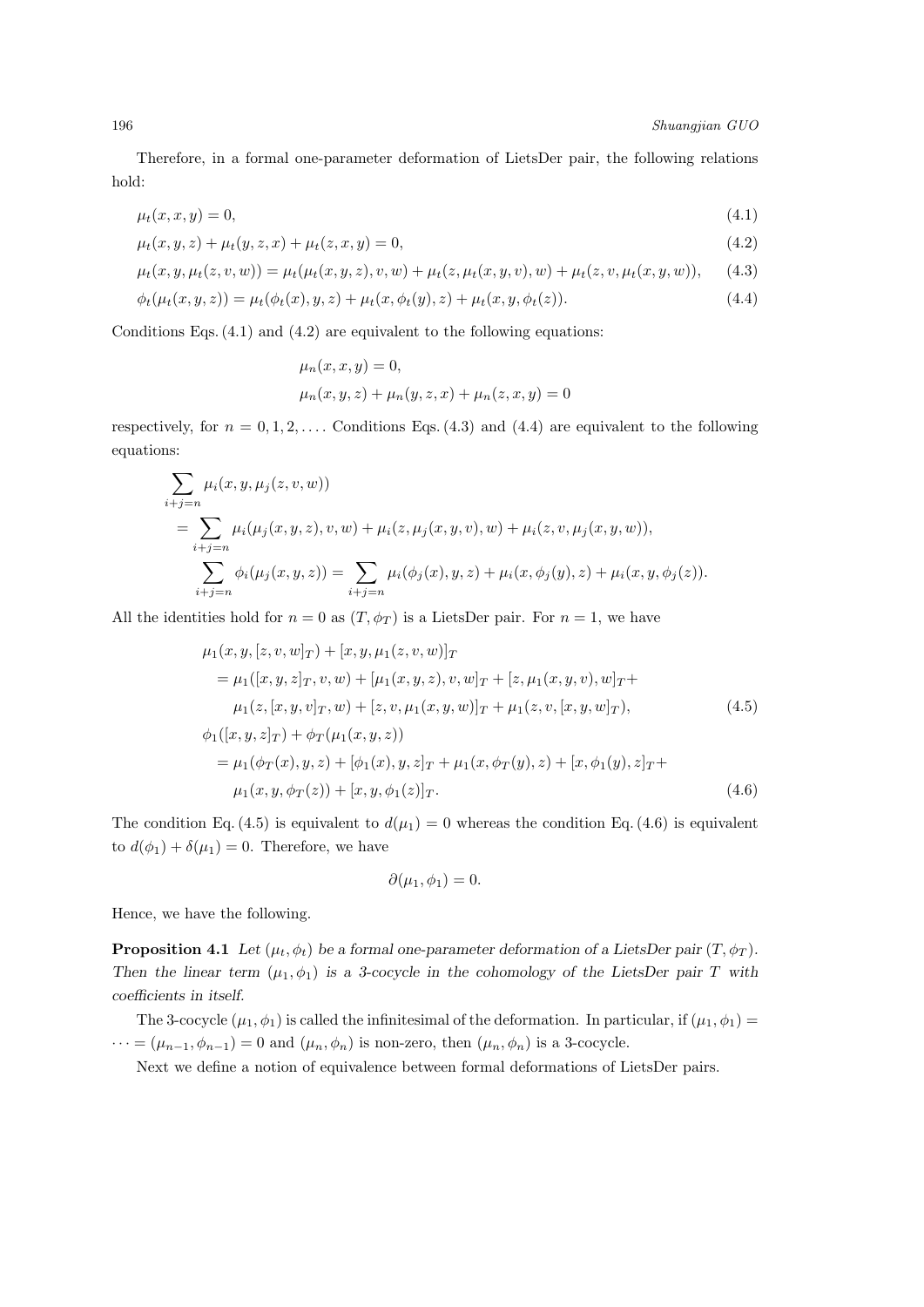Therefore, in a formal one-parameter deformation of LietsDer pair, the following relations hold:

$$\mu_t(x,x,y)=0, \tag{4.1}$$

$$\mu_t(x,y,z)+\mu_t(y,z,x)+\mu_t(z,x,y)=0, \tag{4.2}$$

$$\mu_t(x,y,\mu_t(z,v,w))=\mu_t(\mu_t(x,y,z),v,w)+\mu_t(z,\mu_t(x,y,v),w)+\mu_t(z,v,\mu_t(x,y,w)), \tag{4.3}$$

$$\phi_t(\mu_t(x,y,z))=\mu_t(\phi_t(x),y,z)+\mu_t(x,\phi_t(y),z)+\mu_t(x,y,\phi_t(z)). \tag{4.4}$$

Conditions Eqs. (4.1) and (4.2) are equivalent to the following equations:

$$\mu_n(x,x,y)=0,$$
$$\mu_n(x,y,z)+\mu_n(y,z,x)+\mu_n(z,x,y)=0$$

respectively, for $n=0,1,2,\ldots$. Conditions Eqs. (4.3) and (4.4) are equivalent to the following equations:

$$\begin{aligned}
&\sum_{i+j=n}\mu_i(x,y,\mu_j(z,v,w))\\
&=\sum_{i+j=n}\mu_i(\mu_j(x,y,z),v,w)+\mu_i(z,\mu_j(x,y,v),w)+\mu_i(z,v,\mu_j(x,y,w)),\\
&\sum_{i+j=n}\phi_i(\mu_j(x,y,z))=\sum_{i+j=n}\mu_i(\phi_j(x),y,z)+\mu_i(x,\phi_j(y),z)+\mu_i(x,y,\phi_j(z)).
\end{aligned}$$

All the identities hold for $n=0$ as $(T,\phi_T)$ is a LietsDer pair. For $n=1$, we have

$$\begin{aligned}
&\mu_1(x,y,[z,v,w]_T)+[x,y,\mu_1(z,v,w)]_T\\
&\quad=\mu_1([x,y,z]_T,v,w)+[\mu_1(x,y,z),v,w]_T+[z,\mu_1(x,y,v),w]_T+\\
&\qquad\mu_1(z,[x,y,v]_T,w)+[z,v,\mu_1(x,y,w)]_T+\mu_1(z,v,[x,y,w]_T),
\end{aligned}\tag{4.5}$$

$$\begin{aligned}
&\phi_1([x,y,z]_T)+\phi_T(\mu_1(x,y,z))\\
&\quad=\mu_1(\phi_T(x),y,z)+[\phi_1(x),y,z]_T+\mu_1(x,\phi_T(y),z)+[x,\phi_1(y),z]_T+\\
&\qquad\mu_1(x,y,\phi_T(z))+[x,y,\phi_1(z)]_T.
\end{aligned}\tag{4.6}$$

The condition Eq. (4.5) is equivalent to $d(\mu_1)=0$ whereas the condition Eq. (4.6) is equivalent to $d(\phi_1)+\delta(\mu_1)=0$. Therefore, we have

$$\partial(\mu_1,\phi_1)=0.$$

Hence, we have the following.

**Proposition 4.1** *Let $(\mu_t,\phi_t)$ be a formal one-parameter deformation of a LietsDer pair $(T,\phi_T)$. Then the linear term $(\mu_1,\phi_1)$ is a 3-cocycle in the cohomology of the LietsDer pair $T$ with coefficients in itself.*

The 3-cocycle $(\mu_1,\phi_1)$ is called the infinitesimal of the deformation. In particular, if $(\mu_1,\phi_1)=\cdots=(\mu_{n-1},\phi_{n-1})=0$ and $(\mu_n,\phi_n)$ is non-zero, then $(\mu_n,\phi_n)$ is a 3-cocycle.

Next we define a notion of equivalence between formal deformations of LietsDer pairs.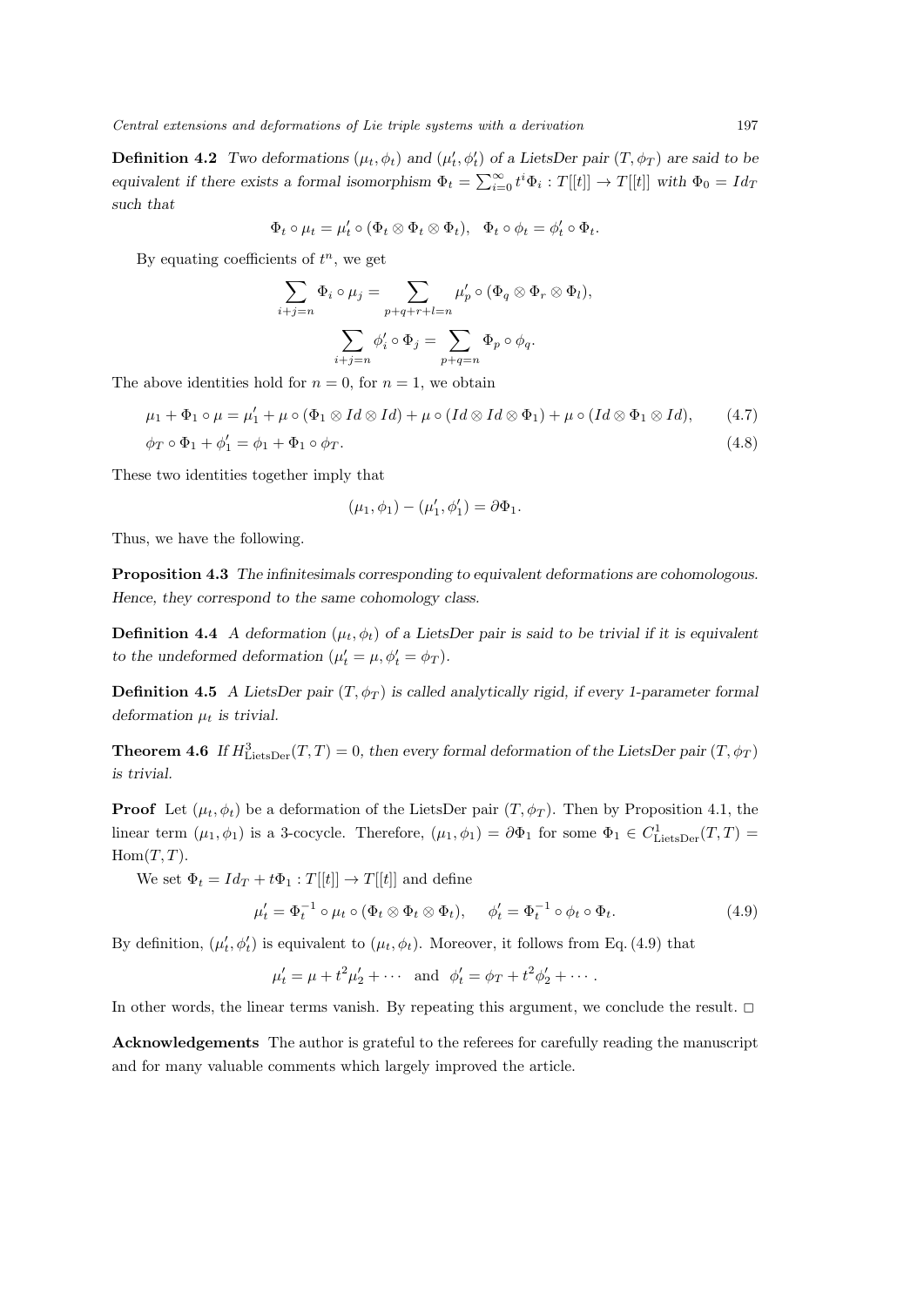**Definition 4.2** *Two deformations $(\mu_t, \phi_t)$ and $(\mu'_t, \phi'_t)$ of a LietsDer pair $(T, \phi_T)$ are said to be equivalent if there exists a formal isomorphism $\Phi_t = \sum_{i=0}^{\infty} t^i \Phi_i : T[[t]] \to T[[t]]$ with $\Phi_0 = Id_T$ such that*

$$\Phi_t \circ \mu_t = \mu'_t \circ (\Phi_t \otimes \Phi_t \otimes \Phi_t), \quad \Phi_t \circ \phi_t = \phi'_t \circ \Phi_t.$$

By equating coefficients of $t^n$, we get

$$\sum_{i+j=n} \Phi_i \circ \mu_j = \sum_{p+q+r+l=n} \mu'_p \circ (\Phi_q \otimes \Phi_r \otimes \Phi_l),$$

$$\sum_{i+j=n} \phi'_i \circ \Phi_j = \sum_{p+q=n} \Phi_p \circ \phi_q.$$

The above identities hold for $n = 0$, for $n = 1$, we obtain

$$\mu_1 + \Phi_1 \circ \mu = \mu'_1 + \mu \circ (\Phi_1 \otimes Id \otimes Id) + \mu \circ (Id \otimes Id \otimes \Phi_1) + \mu \circ (Id \otimes \Phi_1 \otimes Id), \tag{4.7}$$

$$\phi_T \circ \Phi_1 + \phi'_1 = \phi_1 + \Phi_1 \circ \phi_T. \tag{4.8}$$

These two identities together imply that

$$(\mu_1, \phi_1) - (\mu'_1, \phi'_1) = \partial \Phi_1.$$

Thus, we have the following.

**Proposition 4.3** *The infinitesimals corresponding to equivalent deformations are cohomologous. Hence, they correspond to the same cohomology class.*

**Definition 4.4** *A deformation $(\mu_t, \phi_t)$ of a LietsDer pair is said to be trivial if it is equivalent to the undeformed deformation $(\mu'_t = \mu, \phi'_t = \phi_T)$.*

**Definition 4.5** *A LietsDer pair $(T, \phi_T)$ is called analytically rigid, if every 1-parameter formal deformation $\mu_t$ is trivial.*

**Theorem 4.6** *If $H^3_{\mathrm{LietsDer}}(T, T) = 0$, then every formal deformation of the LietsDer pair $(T, \phi_T)$ is trivial.*

**Proof** Let $(\mu_t, \phi_t)$ be a deformation of the LietsDer pair $(T, \phi_T)$. Then by Proposition 4.1, the linear term $(\mu_1, \phi_1)$ is a 3-cocycle. Therefore, $(\mu_1, \phi_1) = \partial \Phi_1$ for some $\Phi_1 \in C^1_{\mathrm{LietsDer}}(T, T) = \mathrm{Hom}(T, T)$.

We set $\Phi_t = Id_T + t\Phi_1 : T[[t]] \to T[[t]]$ and define

$$\mu'_t = \Phi_t^{-1} \circ \mu_t \circ (\Phi_t \otimes \Phi_t \otimes \Phi_t), \qquad \phi'_t = \Phi_t^{-1} \circ \phi_t \circ \Phi_t. \tag{4.9}$$

By definition, $(\mu'_t, \phi'_t)$ is equivalent to $(\mu_t, \phi_t)$. Moreover, it follows from Eq. (4.9) that

$$\mu'_t = \mu + t^2 \mu'_2 + \cdots \quad \text{and} \quad \phi'_t = \phi_T + t^2 \phi'_2 + \cdots .$$

In other words, the linear terms vanish. By repeating this argument, we conclude the result. □

**Acknowledgements** The author is grateful to the referees for carefully reading the manuscript and for many valuable comments which largely improved the article.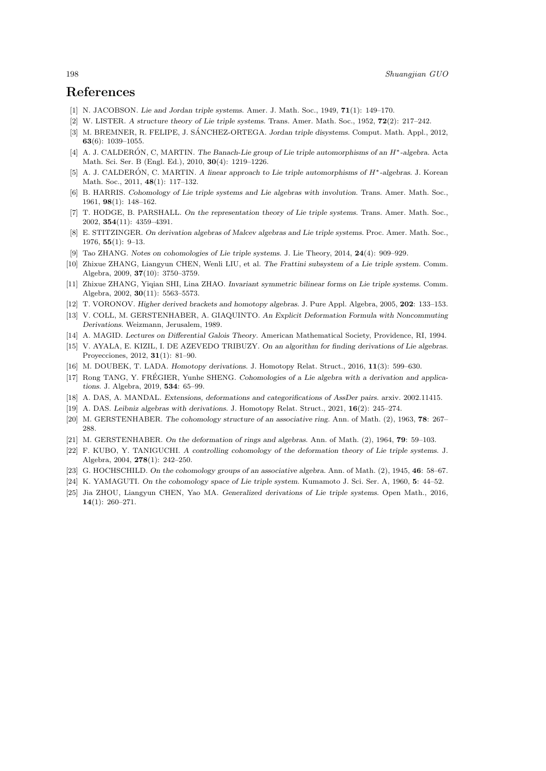## References

[1] N. JACOBSON. *Lie and Jordan triple systems*. Amer. J. Math. Soc., 1949, **71**(1): 149–170.

[2] W. LISTER. *A structure theory of Lie triple systems*. Trans. Amer. Math. Soc., 1952, **72**(2): 217–242.

[3] M. BREMNER, R. FELIPE, J. SÁNCHEZ-ORTEGA. *Jordan triple disystems*. Comput. Math. Appl., 2012, **63**(6): 1039–1055.

[4] A. J. CALDERÓN, C, MARTIN. *The Banach-Lie group of Lie triple automorphisms of an $H^*$-algebra*. Acta Math. Sci. Ser. B (Engl. Ed.), 2010, **30**(4): 1219–1226.

[5] A. J. CALDERÓN, C. MARTIN. *A linear approach to Lie triple automorphisms of $H^*$-algebras*. J. Korean Math. Soc., 2011, **48**(1): 117–132.

[6] B. HARRIS. *Cohomology of Lie triple systems and Lie algebras with involution*. Trans. Amer. Math. Soc., 1961, **98**(1): 148–162.

[7] T. HODGE, B. PARSHALL. *On the representation theory of Lie triple systems*. Trans. Amer. Math. Soc., 2002, **354**(11): 4359–4391.

[8] E. STITZINGER. *On derivation algebras of Malcev algebras and Lie triple systems*. Proc. Amer. Math. Soc., 1976, **55**(1): 9–13.

[9] Tao ZHANG. *Notes on cohomologies of Lie triple systems*. J. Lie Theory, 2014, **24**(4): 909–929.

[10] Zhixue ZHANG, Liangyun CHEN, Wenli LIU, et al. *The Frattini subsystem of a Lie triple system*. Comm. Algebra, 2009, **37**(10): 3750–3759.

[11] Zhixue ZHANG, Yiqian SHI, Lina ZHAO. *Invariant symmetric bilinear forms on Lie triple systems*. Comm. Algebra, 2002, **30**(11): 5563–5573.

[12] T. VORONOV. *Higher derived brackets and homotopy algebras*. J. Pure Appl. Algebra, 2005, **202**: 133–153.

[13] V. COLL, M. GERSTENHABER, A. GIAQUINTO. *An Explicit Deformation Formula with Noncommuting Derivations*. Weizmann, Jerusalem, 1989.

[14] A. MAGID. *Lectures on Differential Galois Theory*. American Mathematical Society, Providence, RI, 1994.

[15] V. AYALA, E. KIZIL, I. DE AZEVEDO TRIBUZY. *On an algorithm for finding derivations of Lie algebras*. Proyecciones, 2012, **31**(1): 81–90.

[16] M. DOUBEK, T. LADA. *Homotopy derivations*. J. Homotopy Relat. Struct., 2016, **11**(3): 599–630.

[17] Rong TANG, Y. FRÉGIER, Yunhe SHENG. *Cohomologies of a Lie algebra with a derivation and applications*. J. Algebra, 2019, **534**: 65–99.

[18] A. DAS, A. MANDAL. *Extensions, deformations and categorifications of AssDer pairs*. arxiv. 2002.11415.

[19] A. DAS. *Leibniz algebras with derivations*. J. Homotopy Relat. Struct., 2021, **16**(2): 245–274.

[20] M. GERSTENHABER. *The cohomology structure of an associative ring*. Ann. of Math. (2), 1963, **78**: 267–288.

[21] M. GERSTENHABER. *On the deformation of rings and algebras*. Ann. of Math. (2), 1964, **79**: 59–103.

[22] F. KUBO, Y. TANIGUCHI. *A controlling cohomology of the deformation theory of Lie triple systems*. J. Algebra, 2004, **278**(1): 242–250.

[23] G. HOCHSCHILD. *On the cohomology groups of an associative algebra*. Ann. of Math. (2), 1945, **46**: 58–67.

[24] K. YAMAGUTI. *On the cohomology space of Lie triple system*. Kumamoto J. Sci. Ser. A, 1960, **5**: 44–52.

[25] Jia ZHOU, Liangyun CHEN, Yao MA. *Generalized derivations of Lie triple systems*. Open Math., 2016, **14**(1): 260–271.